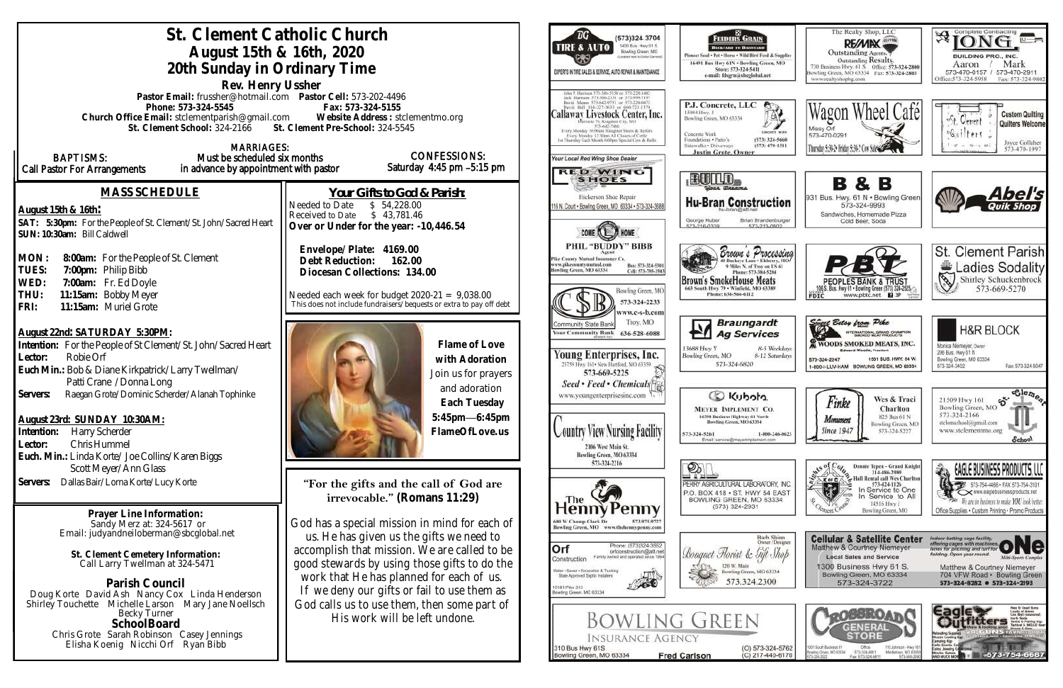# St. Clement Catholic Church
## August 15th & 16th, 2020
## 20th Sunday in Ordinary Time

**Rev. Henry Ussher**

**Pastor Email:** frussher@hotmail.com **Pastor Cell:** 573-202-4496
**Phone: 573-324-5545** **Fax: 573-324-5155**
**Church Office Email:** stclementparish@gmail.com **Website Address:** stclementmo.org
**St. Clement School:** 324-2166 **St. Clement Pre-School:** 324-5545

BAPTISMS: Call Pastor For Arrangements

MARRIAGES: Must be scheduled six months in advance by appointment with pastor

CONFESSIONS: Saturday 4:45 pm –5:15 pm

### MASS SCHEDULE

**August 15th & 16th:**
**SAT: 5:30pm:** For the People of St. Clement/St. John/Sacred Heart
**SUN: 10:30am:** Bill Caldwell

**MON: 8:00am:** For the People of St. Clement
**TUES: 7:00pm:** Philip Bibb
**WED: 7:00am:** Fr. Ed Doyle
**THU: 11:15am:** Bobby Meyer
**FRI: 11:15am:** Muriel Grote

**August 22nd: SATURDAY 5:30PM:**
**Intention:** For the People of St Clement/St. John/Sacred Heart
**Lector:** Robie Orf
**Euch Min.:** Bob & Diane Kirkpatrick/Larry Twellman/ Patti Crane / Donna Long
**Servers:** Raegan Grote/Dominic Scherder/Alanah Tophinke

**August 23rd: SUNDAY 10:30AM:**
**Intention:** Harry Scherder
**Lector:** Chris Hummel
**Euch. Min.:** Linda Korte/ Joe Collins/Karen Biggs Scott Meyer/Ann Glass
**Servers:** Dallas Bair/Lorna Korte/Lucy Korte

### Your Gifts to God & Parish:

Needed to Date $ 54,228.00
Received to Date $ 43,781.46
**Over or Under for the year: -10,446.54**

**Envelope/Plate: 4169.00**
**Debt Reduction: 162.00**
**Diocesan Collections: 134.00**

Needed each week for budget 2020-21 = 9,038.00
This does not include fundraisers/bequests or extra to pay off debt

**Flame of Love with Adoration**
Join us for prayers and adoration
**Each Tuesday**
**5:45pm—6:45pm**
**FlameOfLove.us**

**Prayer Line Information:**
Sandy Merz at: 324-5617 or
Email: judyandneiloberman@sbcglobal.net

**St. Clement Cemetery Information:**
Call Larry Twellman at 324-5471

### Parish Council
Doug Korte David Ash Nancy Cox Linda Henderson Shirley Touchette Michelle Larson Mary Jane Noellsch Becky Turner

### School Board
Chris Grote Sarah Robinson Casey Jennings Elisha Koenig Nicchi Orf Ryan Bibb

"For the gifts and the call of God are irrevocable." **(Romans 11:29)**

God has a special mission in mind for each of us. He has given us the gifts we need to accomplish that mission. We are called to be good stewards by using those gifts to do the work that He has planned for each of us. If we deny our gifts or fail to use them as God calls us to use them, then some part of His work will be left undone.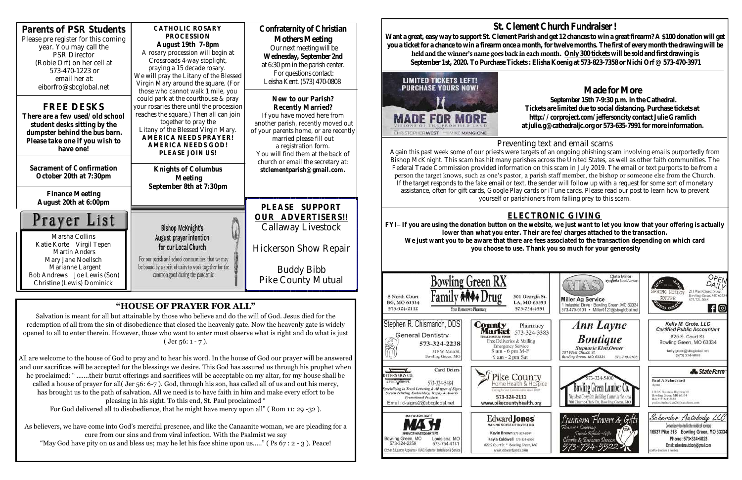## Parents of PSR Students

Please pre register for this coming year. You may call the PSR Director (Robie Orf) on her cell at 573-470-1223 or email her at: eiborfro@sbcglobal.net

## FREE DESKS

**There are a few used/old school student desks sitting by the dumpster behind the bus barn. Please take one if you wish to have one!**

**Sacrament of Confirmation October 20th at 7:30pm**

**Finance Meeting August 20th at 6:00pm**

## Prayer List

Marsha Collins
Katie Korte Virgil Tepen
Martin Anders
Mary Jane Noellsch
Marianne Largent
Bob Andrews Joe Lewis (Son)
Christine (Lewis) Dominick

**CATHOLIC ROSARY PROCESSION**
**August 19th 7-8pm**

A rosary procession will begin at Crossroads 4-way stoplight, praying a 15 decade rosary. We will pray the Litany of the Blessed Virgin Mary around the square. (For those who cannot walk 1 mile, you could park at the courthouse & pray your rosaries there until the procession reaches the square.) Then all can join together to pray the Litany of the Blessed Virgin Mary.

**AMERICA NEEDS PRAYER!**
**AMERICA NEEDS GOD!**
**PLEASE JOIN US!**

**Knights of Columbus Meeting September 8th at 7:30pm**

**Bishop McKnight's August prayer intention for our Local Church**

For our parish and school communities, that we may be bound by a spirit of unity to work together for the common good during the pandemic.

**Confraternity of Christian Mothers Meeting**

Our next meeting will be **Wednesday, September 2nd** at 6:30 pm in the parish center. For questions contact: Leisha Kent. (573) 470-0808

**New to our Parish? Recently Married?**

If you have moved here from another parish, recently moved out of your parents home, or are recently married please fill out a registration form. You will find them at the back of church or email the secretary at: **stclementparish@gmail.com.**

**PLEASE SUPPORT OUR ADVERTISERS!!**

Callaway Livestock

Hickerson Show Repair

Buddy Bibb
Pike County Mutual

## "HOUSE OF PRAYER FOR ALL"

Salvation is meant for all but attainable by those who believe and do the will of God. Jesus died for the redemption of all from the sin of disobedience that closed the heavenly gate. Now the heavenly gate is widely opened to all to enter therein. However, those who want to enter must observe what is right and do what is just ( Jer 56: 1 - 7 ).

All are welcome to the house of God to pray and to hear his word. In the house of God our prayer will be answered and our sacrifices will be accepted for the blessings we desire. This God has assured us through his prophet when he proclaimed: " .......their burnt offerings and sacrifices will be acceptable on my altar, for my house shall be called a house of prayer for all( Jer 56: 6-7 ). God, through his son, has called all of us and out his mercy, has brought us to the path of salvation. All we need is to have faith in him and make every effort to be pleasing in his sight. To this end, St. Paul proclaimed " For God delivered all to disobedience, that he might have mercy upon all" ( Rom 11: 29 -32 ).

As believers, we have come into God's merciful presence, and like the Canaanite woman, we are pleading for a cure from our sins and from viral infection. With the Psalmist we say "May God have pity on us and bless us; may he let his face shine upon us....." ( Ps 67 : 2 - 3 ). Peace!

## St. Clement Church Fundraiser !

**Want a great, easy way to support St. Clement Parish and get 12 chances to win a great firearm? A $100 donation will get you a ticket for a chance to win a firearm once a month, for twelve months. The first of every month the drawing will be held and the winner's name goes back in each month. Only 300 tickets will be sold and first drawing is September 1st, 2020. To Purchase Tickets : Elisha Koenig at 573-823-7358 or Nichi Orf @ 573-470-3971**

LIMITED TICKETS LEFT! PURCHASE YOURS NOW!
MADE FOR MORE — VISIONS OF THE PROMISED LAND — CHRISTOPHER WEST — MIKE MANGIONE

## Made for More

**September 15th 7-9:30 p.m. in the Cathedral. Tickets are limited due to social distancing. Purchase tickets at http://corproject.com/jeffersoncity contact Julie Gramlich at julie.g@cathedraljc.org or 573-635-7991 for more information.**

## Preventing text and email scams

Again this past week some of our priests were targets of an ongoing phishing scam involving emails purportedly from Bishop McKnight. This scam has hit many parishes across the United States, as well as other faith communities. The Federal Trade Commission provided information on this scam in July 2019. The email or text purports to be from a person the target knows, such as one's pastor, a parish staff member, the bishop or someone else from the Church. If the target responds to the fake email or text, the sender will follow up with a request for some sort of monetary assistance, often for gift cards, Google Play cards or iTune cards. Please read our post to learn how to prevent yourself or parishioners from falling prey to this scam.

## ELECTRONIC GIVING

**FYI– If you are using the donation button on the website, we just want to let you know that your offering is actually lower than what you enter. Their are fee/charges attached to the transaction. We just want you to be aware that there are fees associated to the transaction depending on which card you choose to use. Thank you so much for your generosity**

Bowling Green RX Family Drug — Your Hometown Pharmacy
8 North Court, BG, MO 63334, 573-324-2112
301 Georgia St., LA, MO 63353, 573-754-4551

Clete Miller, syngenta Seed Advisor
Miller Ag Service
1 Industrial Drive • Bowling Green, MO 63334
573-470-0101 • Miller0121@sbcglobal.net

Spring Hollow Coffee — Open Daily
211 West Church Street, Bowling Green, MO 63334
573-721-7088

Stephen R. Chismarich, DDS
General Dentistry
573-324-2238
310 W. Main St., Bowling Green, MO

County Market — Pharmacy 573-324-3383
Free Deliveries & Mailing
Emergency Service
9 am - 6 pm M-F
9 am - 2 pm Sat

Ann Layne Boutique
Stephanie Klott, Owner
201 West Church St., Bowling Green, MO 63334, 573-719-9108

Kelly M. Grote, LLC
Certified Public Accountant
820 S. Court St., Bowling Green, MO 63334
kelly.grote@sbcglobal.net
(573) 324-6885

Deters Sign Co. — A T-Shirt Shoppe
Carol Deters
573-324-5484
Specializing in Truck Lettering & All types of Signs
Screen Printing, Embroidery, Trophy & Awards
Promotional Products
Email: d-signs2@sbcglobal.net

Pike County Home Health & Hospice
Caring for our Communities since 1969
573-324-2111
www.pikecountyhealth.org

573-324-5400
Bowling Green Lumber Co.
The Most Complete Building Center in the Area
700 Champ Clark Dr., Bowling Green, MO

State Farm
Paul A Schuchard, Agent
1310 S Business Highway 61
Bowling Green, MO 63334
Bus 573-324-3334
paul.schuchard.es2b@statefarm.com

Major Appliance — MASH — Service Headquarters
Bowling Green, MO 573-324-2259
Louisiana, MO 573-754-4141
Kitchen & Laundry Appliance • HVAC Systems • Installation & Service

Edward Jones — Making Sense of Investing
Kevin Brown 573-324-6604
Kayla Caldwell 573-324-6604
822 S Court St • Bowling Green, MO
www.edwardjones.com

Louisiana Flowers & Gifts
Flowers • Catering • Tuxedo Rentals • Gifts
Charlie & Barbara Deeven
573-754-5522

Scherder Autobody LLC
Conveniently located in the middle of nowhere
16637 Pike 318 Bowling Green, MO 63334
Phone: 573•324•6023
Email: scherderautobody@gmail.com
(call for directions if needed)